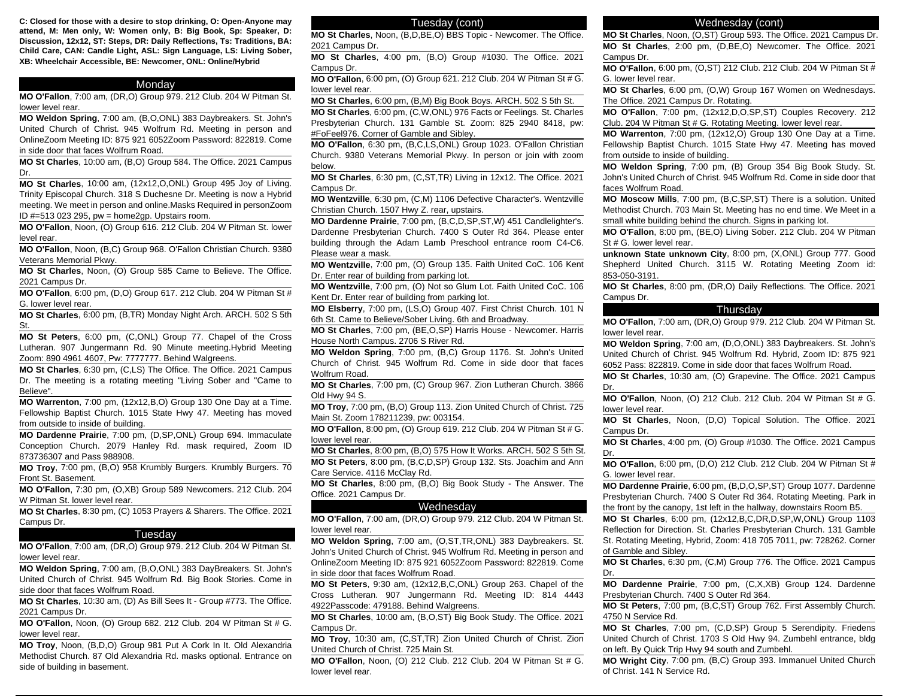**C: Closed for those with a desire to stop drinking, O: Open-Anyone may attend, M: Men only, W: Women only, B: Big Book, Sp: Speaker, D: Discussion, 12x12, ST: Steps, DR: Daily Reflections, Ts: Traditions, BA: Child Care, CAN: Candle Light, ASL: Sign Language, LS: Living Sober, XB: Wheelchair Accessible, BE: Newcomer, ONL: Online/Hybrid**

## Monday

**MO O'Fallon**, 7:00 am, (DR,O) Group 979. 212 Club. 204 W Pitman St. lower level rear.

**MO Weldon Spring**, 7:00 am, (B,O,ONL) 383 Daybreakers. St. John's United Church of Christ. 945 Wolfrum Rd. Meeting in person and OnlineZoom Meeting ID: 875 921 6052Zoom Password: 822819. Come in side door that faces Wolfrum Road.

**MO St Charles**, 10:00 am, (B,O) Group 584. The Office. 2021 Campus Dr.

**MO St Charles**, 10:00 am, (12x12,O,ONL) Group 495 Joy of Living. Trinity Episcopal Church. 318 S Duchesne Dr. Meeting is now a Hybrid meeting. We meet in person and online.Masks Required in personZoom ID #=513 023 295, pw = home2gp. Upstairs room.

**MO O'Fallon**, Noon, (O) Group 616. 212 Club. 204 W Pitman St. lower level rear.

**MO O'Fallon**, Noon, (B,C) Group 968. O'Fallon Christian Church. 9380 Veterans Memorial Pkwy.

**MO St Charles**, Noon, (O) Group 585 Came to Believe. The Office. 2021 Campus Dr.

**MO O'Fallon**, 6:00 pm, (D,O) Group 617. 212 Club. 204 W Pitman St # G. lower level rear.

**MO St Charles**, 6:00 pm, (B,TR) Monday Night Arch. ARCH. 502 S 5th St.

**MO St Peters**, 6:00 pm, (C,ONL) Group 77. Chapel of the Cross Lutheran. 907 Jungermann Rd. 90 Minute meeting.Hybrid Meeting Zoom: 890 4961 4607, Pw: 7777777. Behind Walgreens.

**MO St Charles**, 6:30 pm, (C,LS) The Office. The Office. 2021 Campus Dr. The meeting is a rotating meeting "Living Sober and "Came to Believe".

**MO Warrenton**, 7:00 pm, (12x12,B,O) Group 130 One Day at a Time. Fellowship Baptist Church. 1015 State Hwy 47. Meeting has moved from outside to inside of building.

**MO Dardenne Prairie**, 7:00 pm, (D,SP,ONL) Group 694. Immaculate Conception Church. 2079 Hanley Rd. mask required, Zoom ID 873736307 and Pass 988908.

**MO Troy**, 7:00 pm, (B,O) 958 Krumbly Burgers. Krumbly Burgers. 70 Front St. Basement.

**MO O'Fallon**, 7:30 pm, (O,XB) Group 589 Newcomers. 212 Club. 204 W Pitman St. lower level rear.

**MO St Charles**, 8:30 pm, (C) 1053 Prayers & Sharers. The Office. 2021 Campus Dr.

## Tuesday

**MO O'Fallon**, 7:00 am, (DR,O) Group 979. 212 Club. 204 W Pitman St. lower level rear.

**MO Weldon Spring**, 7:00 am, (B,O,ONL) 383 DayBreakers. St. John's United Church of Christ. 945 Wolfrum Rd. Big Book Stories. Come in side door that faces Wolfrum Road.

**MO St Charles**, 10:30 am, (D) As Bill Sees It - Group #773. The Office. 2021 Campus Dr.

**MO O'Fallon**, Noon, (O) Group 682. 212 Club. 204 W Pitman St # G. lower level rear.

**MO Troy**, Noon, (B,D,O) Group 981 Put A Cork In It. Old Alexandria Methodist Church. 87 Old Alexandria Rd. masks optional. Entrance on side of building in basement.

## Tuesday (cont)

**MO St Charles**, Noon, (B,D,BE,O) BBS Topic - Newcomer. The Office. 2021 Campus Dr.

**MO St Charles**, 4:00 pm, (B,O) Group #1030. The Office. 2021 Campus Dr.

**MO O'Fallon**, 6:00 pm, (O) Group 621. 212 Club. 204 W Pitman St # G. lower level rear.

**MO St Charles**, 6:00 pm, (B,M) Big Book Boys. ARCH. 502 S 5th St.

**MO St Charles**, 6:00 pm, (C,W,ONL) 976 Facts or Feelings. St. Charles Presbyterian Church. 131 Gamble St. Zoom: 825 2940 8418, pw: #FoFeel976. Corner of Gamble and Sibley.

**MO O'Fallon**, 6:30 pm, (B,C,LS,ONL) Group 1023. O'Fallon Christian Church. 9380 Veterans Memorial Pkwy. In person or join with zoom below.

**MO St Charles**, 6:30 pm, (C,ST,TR) Living in 12x12. The Office. 2021 Campus Dr.

**MO Wentzville**, 6:30 pm, (C,M) 1106 Defective Character's. Wentzville Christian Church. 1507 Hwy Z. rear, upstairs.

**MO Dardenne Prairie**, 7:00 pm, (B,C,D,SP,ST,W) 451 Candlelighter's. Dardenne Presbyterian Church. 7400 S Outer Rd 364. Please enter building through the Adam Lamb Preschool entrance room C4-C6. Please wear a mask.

**MO Wentzville**, 7:00 pm, (O) Group 135. Faith United CoC. 106 Kent Dr. Enter rear of building from parking lot.

**MO Wentzville**, 7:00 pm, (O) Not so Glum Lot. Faith United CoC. 106 Kent Dr. Enter rear of building from parking lot.

**MO Elsberry**, 7:00 pm, (LS,O) Group 407. First Christ Church. 101 N 6th St. Came to Believe/Sober Living. 6th and Broadway.

**MO St Charles**, 7:00 pm, (BE,O,SP) Harris House - Newcomer. Harris House North Campus. 2706 S River Rd.

**MO Weldon Spring**, 7:00 pm, (B,C) Group 1176. St. John's United Church of Christ. 945 Wolfrum Rd. Come in side door that faces Wolfrum Road.

**MO St Charles**, 7:00 pm, (C) Group 967. Zion Lutheran Church. 3866 Old Hwy 94 S.

**MO Troy**, 7:00 pm, (B,O) Group 113. Zion United Church of Christ. 725 Main St. Zoom 178211239, pw: 003154.

**MO O'Fallon**, 8:00 pm, (O) Group 619. 212 Club. 204 W Pitman St # G. lower level rear.

**MO St Charles**, 8:00 pm, (B,O) 575 How It Works. ARCH. 502 S 5th St.

**MO St Peters**, 8:00 pm, (B,C,D,SP) Group 132. Sts. Joachim and Ann Care Service. 4116 McClay Rd.

**MO St Charles**, 8:00 pm, (B,O) Big Book Study - The Answer. The Office. 2021 Campus Dr.

## Wednesday

**MO O'Fallon**, 7:00 am, (DR,O) Group 979. 212 Club. 204 W Pitman St. lower level rear.

**MO Weldon Spring**, 7:00 am, (O,ST,TR,ONL) 383 Daybreakers. St. John's United Church of Christ. 945 Wolfrum Rd. Meeting in person and OnlineZoom Meeting ID: 875 921 6052Zoom Password: 822819. Come in side door that faces Wolfrum Road.

**MO St Peters**, 9:30 am, (12x12,B,C,ONL) Group 263. Chapel of the Cross Lutheran. 907 Jungermann Rd. Meeting ID: 814 4443 4922Passcode: 479188. Behind Walgreens.

**MO St Charles**, 10:00 am, (B,O,ST) Big Book Study. The Office. 2021 Campus Dr.

**MO Troy**, 10:30 am, (C,ST,TR) Zion United Church of Christ. Zion United Church of Christ. 725 Main St.

**MO O'Fallon**, Noon, (O) 212 Club. 212 Club. 204 W Pitman St # G. lower level rear.

## Wednesday (cont)

**MO St Charles**, Noon, (O,ST) Group 593. The Office. 2021 Campus Dr.

**MO St Charles**, 2:00 pm, (D,BE,O) Newcomer. The Office. 2021 Campus Dr.

**MO O'Fallon**, 6:00 pm, (O,ST) 212 Club. 212 Club. 204 W Pitman St # G. lower level rear.

**MO St Charles**, 6:00 pm, (O,W) Group 167 Women on Wednesdays. The Office. 2021 Campus Dr. Rotating.

**MO O'Fallon**, 7:00 pm, (12x12,D,O,SP,ST) Couples Recovery. 212 Club. 204 W Pitman St # G. Rotating Meeting. lower level rear.

**MO Warrenton**, 7:00 pm, (12x12,O) Group 130 One Day at a Time. Fellowship Baptist Church. 1015 State Hwy 47. Meeting has moved from outside to inside of building.

**MO Weldon Spring**, 7:00 pm, (B) Group 354 Big Book Study. St. John's United Church of Christ. 945 Wolfrum Rd. Come in side door that faces Wolfrum Road.

**MO Moscow Mills**, 7:00 pm, (B,C,SP,ST) There is a solution. United Methodist Church. 703 Main St. Meeting has no end time. We Meet in a small white building behind the church. Signs in parking lot.

**MO O'Fallon**, 8:00 pm, (BE,O) Living Sober. 212 Club. 204 W Pitman St # G. lower level rear.

**unknown State unknown City**, 8:00 pm, (X,ONL) Group 777. Good Shepherd United Church. 3115 W. Rotating Meeting Zoom id: 853-050-3191.

**MO St Charles**, 8:00 pm, (DR,O) Daily Reflections. The Office. 2021 Campus Dr.

## Thursday

**MO O'Fallon**, 7:00 am, (DR,O) Group 979. 212 Club. 204 W Pitman St. lower level rear.

**MO Weldon Spring**, 7:00 am, (D,O,ONL) 383 Daybreakers. St. John's United Church of Christ. 945 Wolfrum Rd. Hybrid, Zoom ID: 875 921 6052 Pass: 822819. Come in side door that faces Wolfrum Road.

**MO St Charles**, 10:30 am, (O) Grapevine. The Office. 2021 Campus Dr.

**MO O'Fallon**, Noon, (O) 212 Club. 212 Club. 204 W Pitman St # G. lower level rear.

**MO St Charles**, Noon, (D,O) Topical Solution. The Office. 2021 Campus Dr.

**MO St Charles**, 4:00 pm, (O) Group #1030. The Office. 2021 Campus Dr.

**MO O'Fallon**, 6:00 pm, (D,O) 212 Club. 212 Club. 204 W Pitman St # G. lower level rear.

**MO Dardenne Prairie**, 6:00 pm, (B,D,O,SP,ST) Group 1077. Dardenne Presbyterian Church. 7400 S Outer Rd 364. Rotating Meeting. Park in the front by the canopy, 1st left in the hallway, downstairs Room B5.

**MO St Charles**, 6:00 pm, (12x12,B,C,DR,D,SP,W,ONL) Group 1103 Reflection for Direction. St. Charles Presbyterian Church. 131 Gamble St. Rotating Meeting, Hybrid, Zoom: 418 705 7011, pw: 728262. Corner of Gamble and Sibley.

**MO St Charles**, 6:30 pm, (C,M) Group 776. The Office. 2021 Campus Dr.

**MO Dardenne Prairie**, 7:00 pm, (C,X,XB) Group 124. Dardenne Presbyterian Church. 7400 S Outer Rd 364.

**MO St Peters**, 7:00 pm, (B,C,ST) Group 762. First Assembly Church. 4750 N Service Rd.

**MO St Charles**, 7:00 pm, (C,D,SP) Group 5 Serendipity. Friedens United Church of Christ. 1703 S Old Hwy 94. Zumbehl entrance, bldg on left. By Quick Trip Hwy 94 south and Zumbehl.

**MO Wright City**, 7:00 pm, (B,C) Group 393. Immanuel United Church of Christ. 141 N Service Rd.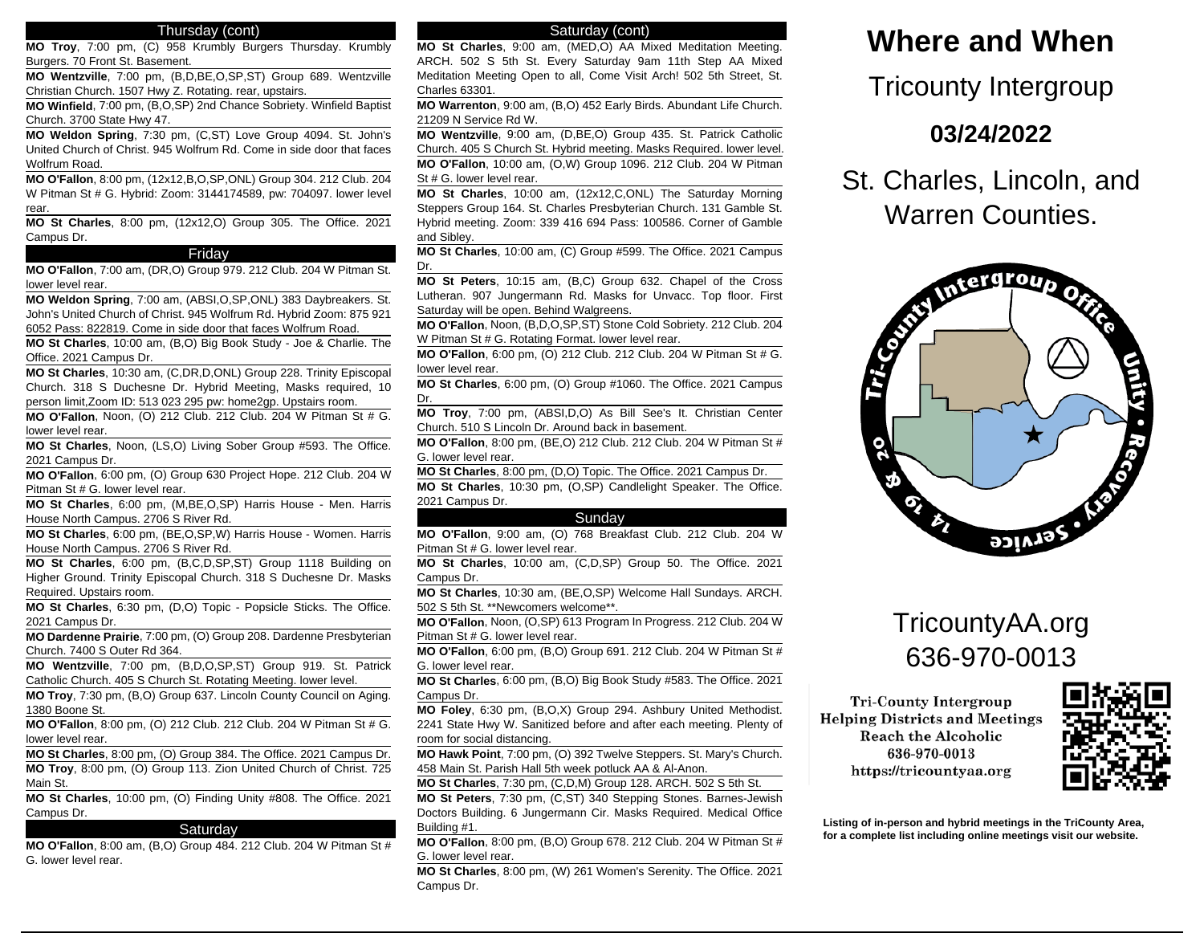## Thursday (cont)

**MO Troy**, 7:00 pm, (C) 958 Krumbly Burgers Thursday. Krumbly Burgers. 70 Front St. Basement.

**MO Wentzville**, 7:00 pm, (B,D,BE,O,SP,ST) Group 689. Wentzville Christian Church. 1507 Hwy Z. Rotating. rear, upstairs.

**MO Winfield**, 7:00 pm, (B,O,SP) 2nd Chance Sobriety. Winfield Baptist Church. 3700 State Hwy 47.

**MO Weldon Spring**, 7:30 pm, (C,ST) Love Group 4094. St. John's United Church of Christ. 945 Wolfrum Rd. Come in side door that faces Wolfrum Road.

**MO O'Fallon**, 8:00 pm, (12x12,B,O,SP,ONL) Group 304. 212 Club. 204 W Pitman St # G. Hybrid: Zoom: 3144174589, pw: 704097. lower level rear.

**MO St Charles**, 8:00 pm, (12x12,O) Group 305. The Office. 2021 Campus Dr.

## Friday

**MO O'Fallon**, 7:00 am, (DR,O) Group 979. 212 Club. 204 W Pitman St. lower level rear.

**MO Weldon Spring**, 7:00 am, (ABSI,O,SP,ONL) 383 Daybreakers. St. John's United Church of Christ. 945 Wolfrum Rd. Hybrid Zoom: 875 921 6052 Pass: 822819. Come in side door that faces Wolfrum Road.

**MO St Charles**, 10:00 am, (B,O) Big Book Study - Joe & Charlie. The Office. 2021 Campus Dr.

**MO St Charles**, 10:30 am, (C,DR,D,ONL) Group 228. Trinity Episcopal Church. 318 S Duchesne Dr. Hybrid Meeting, Masks required, 10 person limit,Zoom ID: 513 023 295 pw: home2gp. Upstairs room.

**MO O'Fallon**, Noon, (O) 212 Club. 212 Club. 204 W Pitman St # G. lower level rear.

**MO St Charles**, Noon, (LS,O) Living Sober Group #593. The Office. 2021 Campus Dr.

**MO O'Fallon**, 6:00 pm, (O) Group 630 Project Hope. 212 Club. 204 W Pitman St # G. lower level rear.

**MO St Charles**, 6:00 pm, (M,BE,O,SP) Harris House - Men. Harris House North Campus. 2706 S River Rd.

**MO St Charles**, 6:00 pm, (BE,O,SP,W) Harris House - Women. Harris House North Campus. 2706 S River Rd.

**MO St Charles**, 6:00 pm, (B,C,D,SP,ST) Group 1118 Building on Higher Ground. Trinity Episcopal Church. 318 S Duchesne Dr. Masks Required. Upstairs room.

**MO St Charles**, 6:30 pm, (D,O) Topic - Popsicle Sticks. The Office. 2021 Campus Dr.

**MO Dardenne Prairie**, 7:00 pm, (O) Group 208. Dardenne Presbyterian Church. 7400 S Outer Rd 364.

**MO Wentzville**, 7:00 pm, (B,D,O,SP,ST) Group 919. St. Patrick Catholic Church. 405 S Church St. Rotating Meeting. lower level.

**MO Troy**, 7:30 pm, (B,O) Group 637. Lincoln County Council on Aging. 1380 Boone St.

**MO O'Fallon**, 8:00 pm, (O) 212 Club. 212 Club. 204 W Pitman St # G. lower level rear.

**MO St Charles**, 8:00 pm, (O) Group 384. The Office. 2021 Campus Dr.

**MO Troy**, 8:00 pm, (O) Group 113. Zion United Church of Christ. 725 Main St.

**MO St Charles**, 10:00 pm, (O) Finding Unity #808. The Office. 2021 Campus Dr.

## Saturday

**MO O'Fallon**, 8:00 am, (B,O) Group 484. 212 Club. 204 W Pitman St # G. lower level rear.

## Saturday (cont)

**MO St Charles**, 9:00 am, (MED,O) AA Mixed Meditation Meeting. ARCH. 502 S 5th St. Every Saturday 9am 11th Step AA Mixed Meditation Meeting Open to all, Come Visit Arch! 502 5th Street, St. Charles 63301.

**MO Warrenton**, 9:00 am, (B,O) 452 Early Birds. Abundant Life Church. 21209 N Service Rd W.

**MO Wentzville**, 9:00 am, (D,BE,O) Group 435. St. Patrick Catholic Church. 405 S Church St. Hybrid meeting. Masks Required. lower level.

**MO O'Fallon**, 10:00 am, (O,W) Group 1096. 212 Club. 204 W Pitman St # G. lower level rear.

**MO St Charles**, 10:00 am, (12x12,C,ONL) The Saturday Morning Steppers Group 164. St. Charles Presbyterian Church. 131 Gamble St. Hybrid meeting. Zoom: 339 416 694 Pass: 100586. Corner of Gamble and Sibley.

**MO St Charles**, 10:00 am, (C) Group #599. The Office. 2021 Campus Dr.

**MO St Peters**, 10:15 am, (B,C) Group 632. Chapel of the Cross Lutheran. 907 Jungermann Rd. Masks for Unvacc. Top floor. First Saturday will be open. Behind Walgreens.

**MO O'Fallon**, Noon, (B,D,O,SP,ST) Stone Cold Sobriety. 212 Club. 204 W Pitman St # G. Rotating Format. lower level rear.

**MO O'Fallon**, 6:00 pm, (O) 212 Club. 212 Club. 204 W Pitman St # G. lower level rear.

**MO St Charles**, 6:00 pm, (O) Group #1060. The Office. 2021 Campus Dr.

**MO Troy**, 7:00 pm, (ABSI,D,O) As Bill See's It. Christian Center Church. 510 S Lincoln Dr. Around back in basement.

**MO O'Fallon**, 8:00 pm, (BE,O) 212 Club. 212 Club. 204 W Pitman St # G. lower level rear.

**MO St Charles**, 8:00 pm, (D,O) Topic. The Office. 2021 Campus Dr.

**MO St Charles**, 10:30 pm, (O,SP) Candlelight Speaker. The Office. 2021 Campus Dr.

## Sunday

**MO O'Fallon**, 9:00 am, (O) 768 Breakfast Club. 212 Club. 204 W Pitman St # G. lower level rear.

**MO St Charles**, 10:00 am, (C,D,SP) Group 50. The Office. 2021 Campus Dr.

**MO St Charles**, 10:30 am, (BE,O,SP) Welcome Hall Sundays. ARCH. 502 S 5th St. **Newcomers welcome**.

**MO O'Fallon**, Noon, (O,SP) 613 Program In Progress. 212 Club. 204 W Pitman St # G. lower level rear.

**MO O'Fallon**, 6:00 pm, (B,O) Group 691. 212 Club. 204 W Pitman St # G. lower level rear.

**MO St Charles**, 6:00 pm, (B,O) Big Book Study #583. The Office. 2021 Campus Dr.

**MO Foley**, 6:30 pm, (B,O,X) Group 294. Ashbury United Methodist. 2241 State Hwy W. Sanitized before and after each meeting. Plenty of room for social distancing.

**MO Hawk Point**, 7:00 pm, (O) 392 Twelve Steppers. St. Mary's Church. 458 Main St. Parish Hall 5th week potluck AA & Al-Anon.

**MO St Charles**, 7:30 pm, (C,D,M) Group 128. ARCH. 502 S 5th St.

**MO St Peters**, 7:30 pm, (C,ST) 340 Stepping Stones. Barnes-Jewish Doctors Building. 6 Jungermann Cir. Masks Required. Medical Office Building #1.

**MO O'Fallon**, 8:00 pm, (B,O) Group 678. 212 Club. 204 W Pitman St # G. lower level rear.

**MO St Charles**, 8:00 pm, (W) 261 Women's Serenity. The Office. 2021 Campus Dr.

# Where and When

Tricounty Intergroup

**03/24/2022**

St. Charles, Lincoln, and Warren Counties.

Tri-County Intergroup Office • Unity • Recovery • Service • 14 19 & 20

TricountyAA.org
636-970-0013

Tri-County Intergroup
Helping Districts and Meetings
Reach the Alcoholic
636-970-0013
https://tricountyaa.org

**Listing of in-person and hybrid meetings in the TriCounty Area, for a complete list including online meetings visit our website.**